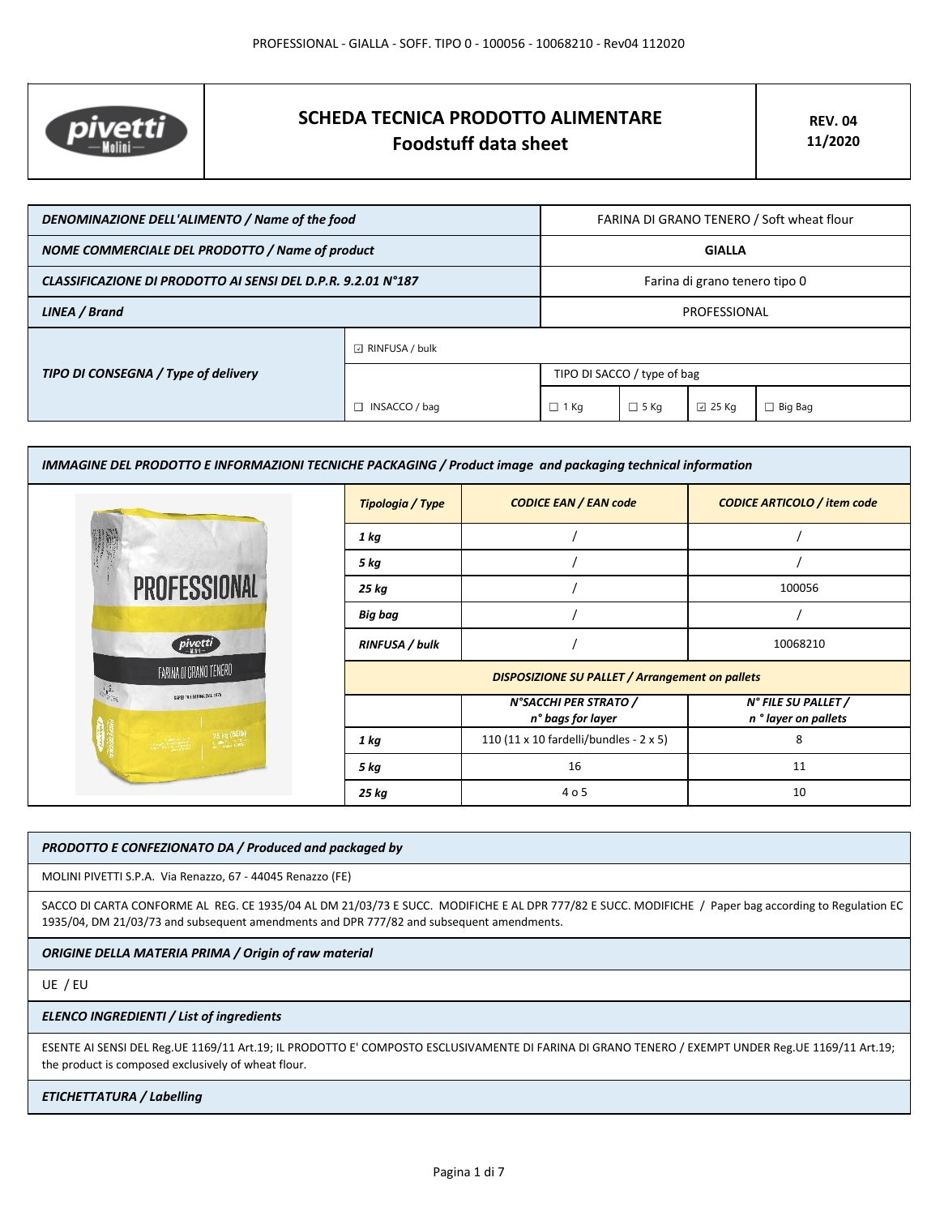# SCHEDA TECNICA PRODOTTO ALIMENTARE
## Foodstuff data sheet

**REV. 04**
**11/2020**

| | | | | | |
|---|---|---|---|---|---|
| ***DENOMINAZIONE DELL'ALIMENTO / Name of the food*** | | FARINA DI GRANO TENERO / Soft wheat flour | | | |
| ***NOME COMMERCIALE DEL PRODOTTO / Name of product*** | | **GIALLA** | | | |
| ***CLASSIFICAZIONE DI PRODOTTO AI SENSI DEL D.P.R. 9.2.01 N°187*** | | Farina di grano tenero tipo 0 | | | |
| ***LINEA / Brand*** | | PROFESSIONAL | | | |
| ***TIPO DI CONSEGNA / Type of delivery*** | ☑ RINFUSA / bulk | | | | |
| | | TIPO DI SACCO / type of bag | | | |
| | ☐ INSACCO / bag | ☐ 1 Kg | ☐ 5 Kg | ☑ 25 Kg | ☐ Big Bag |

***IMMAGINE DEL PRODOTTO E INFORMAZIONI TECNICHE PACKAGING / Product image and packaging technical information***

| ***Tipologia / Type*** | ***CODICE EAN / EAN code*** | ***CODICE ARTICOLO / item code*** |
|---|---|---|
| ***1 kg*** | / | / |
| ***5 kg*** | / | / |
| ***25 kg*** | / | 100056 |
| ***Big bag*** | / | / |
| ***RINFUSA / bulk*** | / | 10068210 |

***DISPOSIZIONE SU PALLET / Arrangement on pallets***

| | ***N°SACCHI PER STRATO / n° bags for layer*** | ***N° FILE SU PALLET / n ° layer on pallets*** |
|---|---|---|
| ***1 kg*** | 110 (11 x 10 fardelli/bundles - 2 x 5) | 8 |
| ***5 kg*** | 16 | 11 |
| ***25 kg*** | 4 o 5 | 10 |

***PRODOTTO E CONFEZIONATO DA / Produced and packaged by***

MOLINI PIVETTI S.P.A. Via Renazzo, 67 - 44045 Renazzo (FE)

SACCO DI CARTA CONFORME AL REG. CE 1935/04 AL DM 21/03/73 E SUCC. MODIFICHE E AL DPR 777/82 E SUCC. MODIFICHE / Paper bag according to Regulation EC 1935/04, DM 21/03/73 and subsequent amendments and DPR 777/82 and subsequent amendments.

***ORIGINE DELLA MATERIA PRIMA / Origin of raw material***

UE / EU

***ELENCO INGREDIENTI / List of ingredients***

ESENTE AI SENSI DEL Reg.UE 1169/11 Art.19; IL PRODOTTO E' COMPOSTO ESCLUSIVAMENTE DI FARINA DI GRANO TENERO / EXEMPT UNDER Reg.UE 1169/11 Art.19; the product is composed exclusively of wheat flour.

***ETICHETTATURA / Labelling***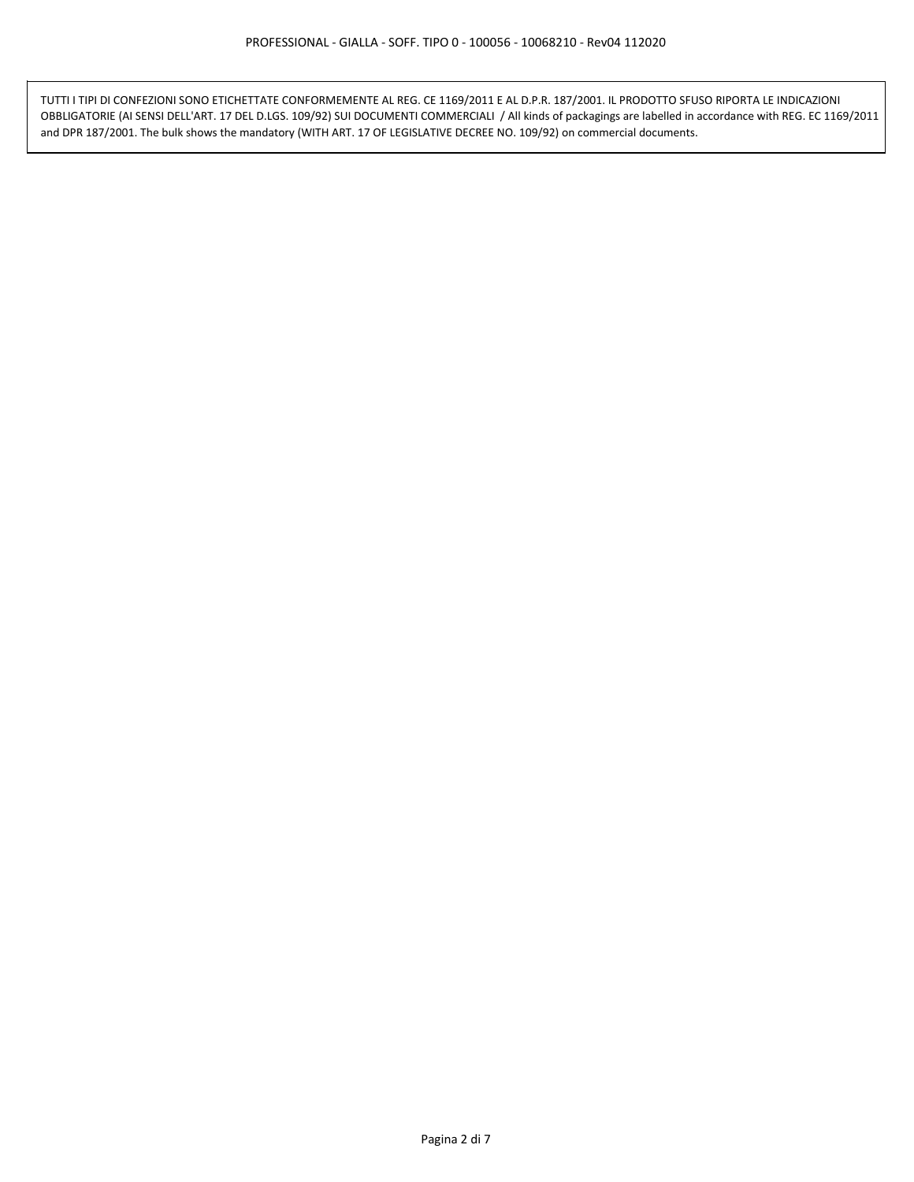TUTTI I TIPI DI CONFEZIONI SONO ETICHETTATE CONFORMEMENTE AL REG. CE 1169/2011 E AL D.P.R. 187/2001. IL PRODOTTO SFUSO RIPORTA LE INDICAZIONI OBBLIGATORIE (AI SENSI DELL'ART. 17 DEL D.LGS. 109/92) SUI DOCUMENTI COMMERCIALI / All kinds of packagings are labelled in accordance with REG. EC 1169/2011 and DPR 187/2001. The bulk shows the mandatory (WITH ART. 17 OF LEGISLATIVE DECREE NO. 109/92) on commercial documents.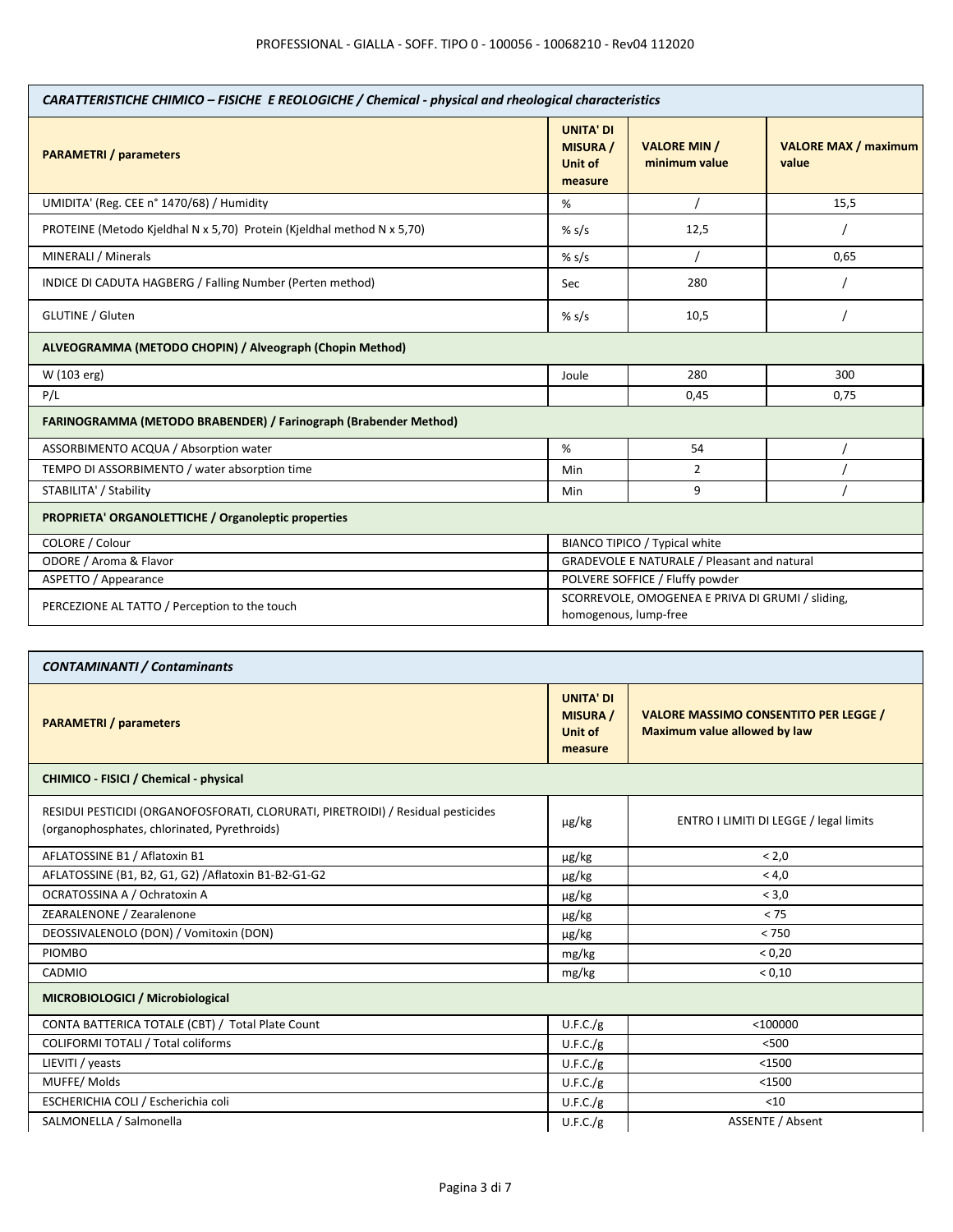| CARATTERISTICHE CHIMICO – FISICHE E REOLOGICHE / Chemical - physical and rheological characteristics | | | |
|---|---|---|---|
| **PARAMETRI / parameters** | **UNITA' DI MISURA / Unit of measure** | **VALORE MIN / minimum value** | **VALORE MAX / maximum value** |
| UMIDITA' (Reg. CEE n° 1470/68) / Humidity | % | / | 15,5 |
| PROTEINE (Metodo Kjeldhal N x 5,70) Protein (Kjeldhal method N x 5,70) | % s/s | 12,5 | / |
| MINERALI / Minerals | % s/s | / | 0,65 |
| INDICE DI CADUTA HAGBERG / Falling Number (Perten method) | Sec | 280 | / |
| GLUTINE / Gluten | % s/s | 10,5 | / |
| **ALVEOGRAMMA (METODO CHOPIN) / Alveograph (Chopin Method)** | | | |
| W (103 erg) | Joule | 280 | 300 |
| P/L | | 0,45 | 0,75 |
| **FARINOGRAMMA (METODO BRABENDER) / Farinograph (Brabender Method)** | | | |
| ASSORBIMENTO ACQUA / Absorption water | % | 54 | / |
| TEMPO DI ASSORBIMENTO / water absorption time | Min | 2 | / |
| STABILITA' / Stability | Min | 9 | / |
| **PROPRIETA' ORGANOLETTICHE / Organoleptic properties** | | | |
| COLORE / Colour | BIANCO TIPICO / Typical white | | |
| ODORE / Aroma & Flavor | GRADEVOLE E NATURALE / Pleasant and natural | | |
| ASPETTO / Appearance | POLVERE SOFFICE / Fluffy powder | | |
| PERCEZIONE AL TATTO / Perception to the touch | SCORREVOLE, OMOGENEA E PRIVA DI GRUMI / sliding, homogenous, lump-free | | |

| CONTAMINANTI / Contaminants | | |
|---|---|---|
| **PARAMETRI / parameters** | **UNITA' DI MISURA / Unit of measure** | **VALORE MASSIMO CONSENTITO PER LEGGE / Maximum value allowed by law** |
| **CHIMICO - FISICI / Chemical - physical** | | |
| RESIDUI PESTICIDI (ORGANOFOSFORATI, CLORURATI, PIRETROIDI) / Residual pesticides (organophosphates, chlorinated, Pyrethroids) | µg/kg | ENTRO I LIMITI DI LEGGE / legal limits |
| AFLATOSSINE B1 / Aflatoxin B1 | µg/kg | < 2,0 |
| AFLATOSSINE (B1, B2, G1, G2) /Aflatoxin B1-B2-G1-G2 | µg/kg | < 4,0 |
| OCRATOSSINA A / Ochratoxin A | µg/kg | < 3,0 |
| ZEARALENONE / Zearalenone | µg/kg | < 75 |
| DEOSSIVALENOLO (DON) / Vomitoxin (DON) | µg/kg | < 750 |
| PIOMBO | mg/kg | < 0,20 |
| CADMIO | mg/kg | < 0,10 |
| **MICROBIOLOGICI / Microbiological** | | |
| CONTA BATTERICA TOTALE (CBT) / Total Plate Count | U.F.C./g | <100000 |
| COLIFORMI TOTALI / Total coliforms | U.F.C./g | <500 |
| LIEVITI / yeasts | U.F.C./g | <1500 |
| MUFFE/ Molds | U.F.C./g | <1500 |
| ESCHERICHIA COLI / Escherichia coli | U.F.C./g | <10 |
| SALMONELLA / Salmonella | U.F.C./g | ASSENTE / Absent |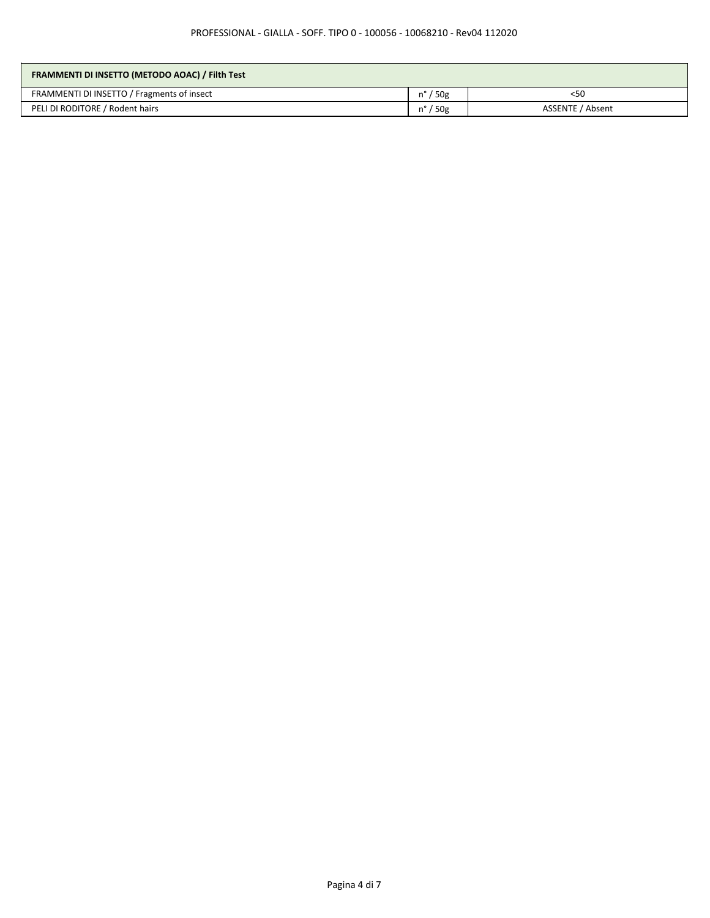| FRAMMENTI DI INSETTO (METODO AOAC) / Filth Test | | |
|---|---|---|
| FRAMMENTI DI INSETTO / Fragments of insect | n° / 50g | <50 |
| PELI DI RODITORE / Rodent hairs | n° / 50g | ASSENTE / Absent |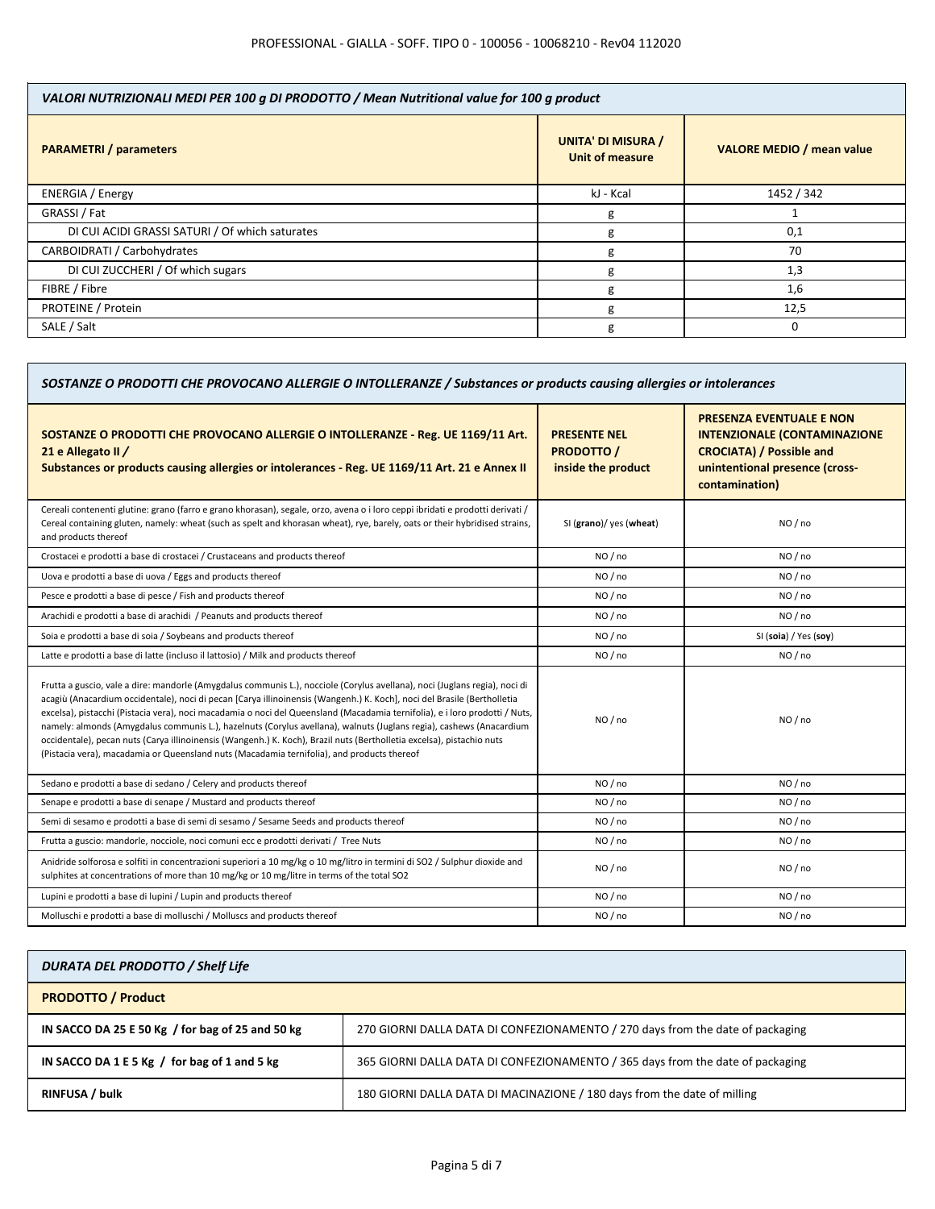| VALORI NUTRIZIONALI MEDI PER 100 g DI PRODOTTO / Mean Nutritional value for 100 g product | | |
|---|---|---|
| **PARAMETRI / parameters** | **UNITA' DI MISURA / Unit of measure** | **VALORE MEDIO / mean value** |
| ENERGIA / Energy | kJ - Kcal | 1452 / 342 |
| GRASSI / Fat | g | 1 |
| DI CUI ACIDI GRASSI SATURI / Of which saturates | g | 0,1 |
| CARBOIDRATI / Carbohydrates | g | 70 |
| DI CUI ZUCCHERI / Of which sugars | g | 1,3 |
| FIBRE / Fibre | g | 1,6 |
| PROTEINE / Protein | g | 12,5 |
| SALE / Salt | g | 0 |

| SOSTANZE O PRODOTTI CHE PROVOCANO ALLERGIE O INTOLLERANZE / Substances or products causing allergies or intolerances | | |
|---|---|---|
| **SOSTANZE O PRODOTTI CHE PROVOCANO ALLERGIE O INTOLLERANZE - Reg. UE 1169/11 Art. 21 e Allegato II / Substances or products causing allergies or intolerances - Reg. UE 1169/11 Art. 21 e Annex II** | **PRESENTE NEL PRODOTTO / inside the product** | **PRESENZA EVENTUALE E NON INTENZIONALE (CONTAMINAZIONE CROCIATA) / Possible and unintentional presence (cross-contamination)** |
| Cereali contenenti glutine: grano (farro e grano khorasan), segale, orzo, avena o i loro ceppi ibridati e prodotti derivati / Cereal containing gluten, namely: wheat (such as spelt and khorasan wheat), rye, barely, oats or their hybridised strains, and products thereof | SI (**grano**)/ yes (**wheat**) | NO / no |
| Crostacei e prodotti a base di crostacei / Crustaceans and products thereof | NO / no | NO / no |
| Uova e prodotti a base di uova / Eggs and products thereof | NO / no | NO / no |
| Pesce e prodotti a base di pesce / Fish and products thereof | NO / no | NO / no |
| Arachidi e prodotti a base di arachidi / Peanuts and products thereof | NO / no | NO / no |
| Soia e prodotti a base di soia / Soybeans and products thereof | NO / no | SI (**soia**) / Yes (**soy**) |
| Latte e prodotti a base di latte (incluso il lattosio) / Milk and products thereof | NO / no | NO / no |
| Frutta a guscio, vale a dire: mandorle (Amygdalus communis L.), nocciole (Corylus avellana), noci (Juglans regia), noci di acagiù (Anacardium occidentale), noci di pecan [Carya illinoinensis (Wangenh.) K. Koch], noci del Brasile (Bertholletia excelsa), pistacchi (Pistacia vera), noci macadamia o noci del Queensland (Macadamia ternifolia), e i loro prodotti / Nuts, namely: almonds (Amygdalus communis L.), hazelnuts (Corylus avellana), walnuts (Juglans regia), cashews (Anacardium occidentale), pecan nuts (Carya illinoinensis (Wangenh.) K. Koch), Brazil nuts (Bertholletia excelsa), pistachio nuts (Pistacia vera), macadamia or Queensland nuts (Macadamia ternifolia), and products thereof | NO / no | NO / no |
| Sedano e prodotti a base di sedano / Celery and products thereof | NO / no | NO / no |
| Senape e prodotti a base di senape / Mustard and products thereof | NO / no | NO / no |
| Semi di sesamo e prodotti a base di semi di sesamo / Sesame Seeds and products thereof | NO / no | NO / no |
| Frutta a guscio: mandorle, nocciole, noci comuni ecc e prodotti derivati / Tree Nuts | NO / no | NO / no |
| Anidride solforosa e solfiti in concentrazioni superiori a 10 mg/kg o 10 mg/litro in termini di SO2 / Sulphur dioxide and sulphites at concentrations of more than 10 mg/kg or 10 mg/litre in terms of the total SO2 | NO / no | NO / no |
| Lupini e prodotti a base di lupini / Lupin and products thereof | NO / no | NO / no |
| Molluschi e prodotti a base di molluschi / Molluscs and products thereof | NO / no | NO / no |

| DURATA DEL PRODOTTO / Shelf Life | |
|---|---|
| **PRODOTTO / Product** | |
| **IN SACCO DA 25 E 50 Kg / for bag of 25 and 50 kg** | 270 GIORNI DALLA DATA DI CONFEZIONAMENTO / 270 days from the date of packaging |
| **IN SACCO DA 1 E 5 Kg / for bag of 1 and 5 kg** | 365 GIORNI DALLA DATA DI CONFEZIONAMENTO / 365 days from the date of packaging |
| **RINFUSA / bulk** | 180 GIORNI DALLA DATA DI MACINAZIONE / 180 days from the date of milling |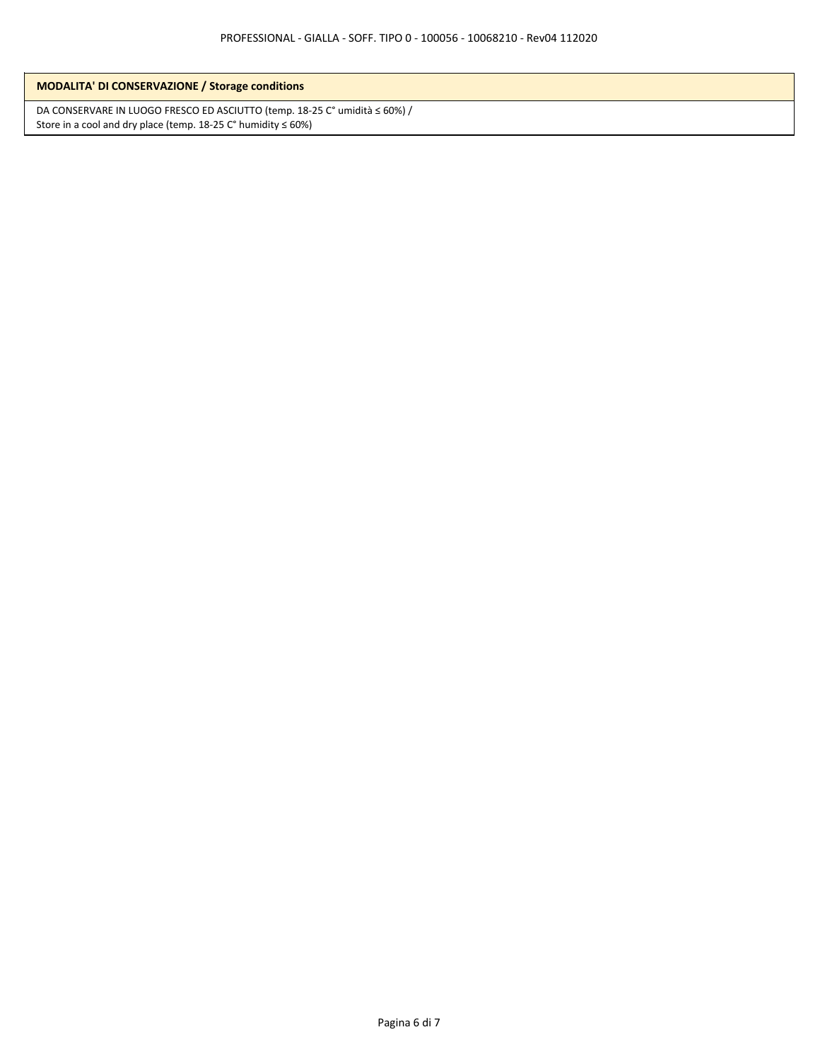| **MODALITA' DI CONSERVAZIONE / Storage conditions** |
| --- |
| DA CONSERVARE IN LUOGO FRESCO ED ASCIUTTO (temp. 18-25 C° umidità ≤ 60%) /<br>Store in a cool and dry place (temp. 18-25 C° humidity ≤ 60%) |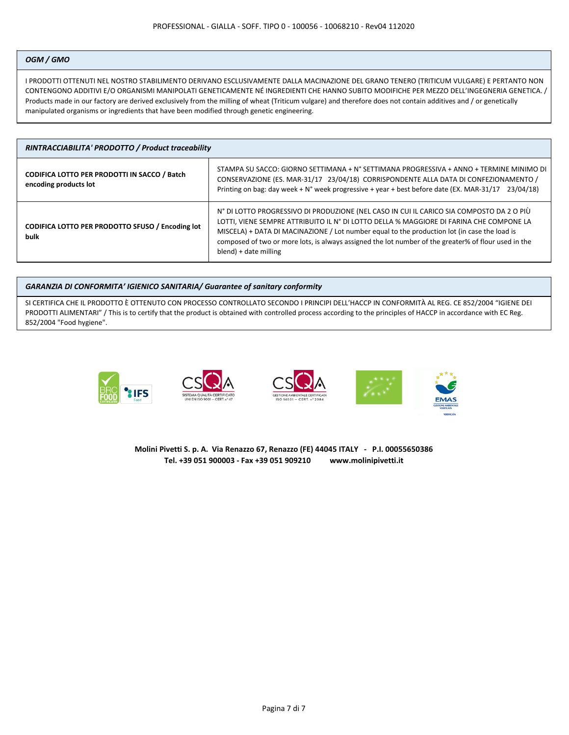### *OGM / GMO*

I PRODOTTI OTTENUTI NEL NOSTRO STABILIMENTO DERIVANO ESCLUSIVAMENTE DALLA MACINAZIONE DEL GRANO TENERO (TRITICUM VULGARE) E PERTANTO NON CONTENGONO ADDITIVI E/O ORGANISMI MANIPOLATI GENETICAMENTE NÉ INGREDIENTI CHE HANNO SUBITO MODIFICHE PER MEZZO DELL'INGEGNERIA GENETICA. / Products made in our factory are derived exclusively from the milling of wheat (Triticum vulgare) and therefore does not contain additives and / or genetically manipulated organisms or ingredients that have been modified through genetic engineering.

### *RINTRACCIABILITA' PRODOTTO / Product traceability*

| | |
|---|---|
| **CODIFICA LOTTO PER PRODOTTI IN SACCO / Batch encoding products lot** | STAMPA SU SACCO: GIORNO SETTIMANA + N° SETTIMANA PROGRESSIVA + ANNO + TERMINE MINIMO DI CONSERVAZIONE (ES. MAR-31/17 23/04/18) CORRISPONDENTE ALLA DATA DI CONFEZIONAMENTO / Printing on bag: day week + N° week progressive + year + best before date (EX. MAR-31/17 23/04/18) |
| **CODIFICA LOTTO PER PRODOTTO SFUSO / Encoding lot bulk** | N° DI LOTTO PROGRESSIVO DI PRODUZIONE (NEL CASO IN CUI IL CARICO SIA COMPOSTO DA 2 O PIÙ LOTTI, VIENE SEMPRE ATTRIBUITO IL N° DI LOTTO DELLA % MAGGIORE DI FARINA CHE COMPONE LA MISCELA) + DATA DI MACINAZIONE / Lot number equal to the production lot (in case the load is composed of two or more lots, is always assigned the lot number of the greater% of flour used in the blend) + date milling |

### *GARANZIA DI CONFORMITA' IGIENICO SANITARIA/ Guarantee of sanitary conformity*

SI CERTIFICA CHE IL PRODOTTO È OTTENUTO CON PROCESSO CONTROLLATO SECONDO I PRINCIPI DELL'HACCP IN CONFORMITÀ AL REG. CE 852/2004 "IGIENE DEI PRODOTTI ALIMENTARI" / This is to certify that the product is obtained with controlled process according to the principles of HACCP in accordance with EC Reg. 852/2004 "Food hygiene".

**Molini Pivetti S. p. A. Via Renazzo 67, Renazzo (FE) 44045 ITALY - P.I. 00055650386**
**Tel. +39 051 900003 - Fax +39 051 909210 www.molinipivetti.it**